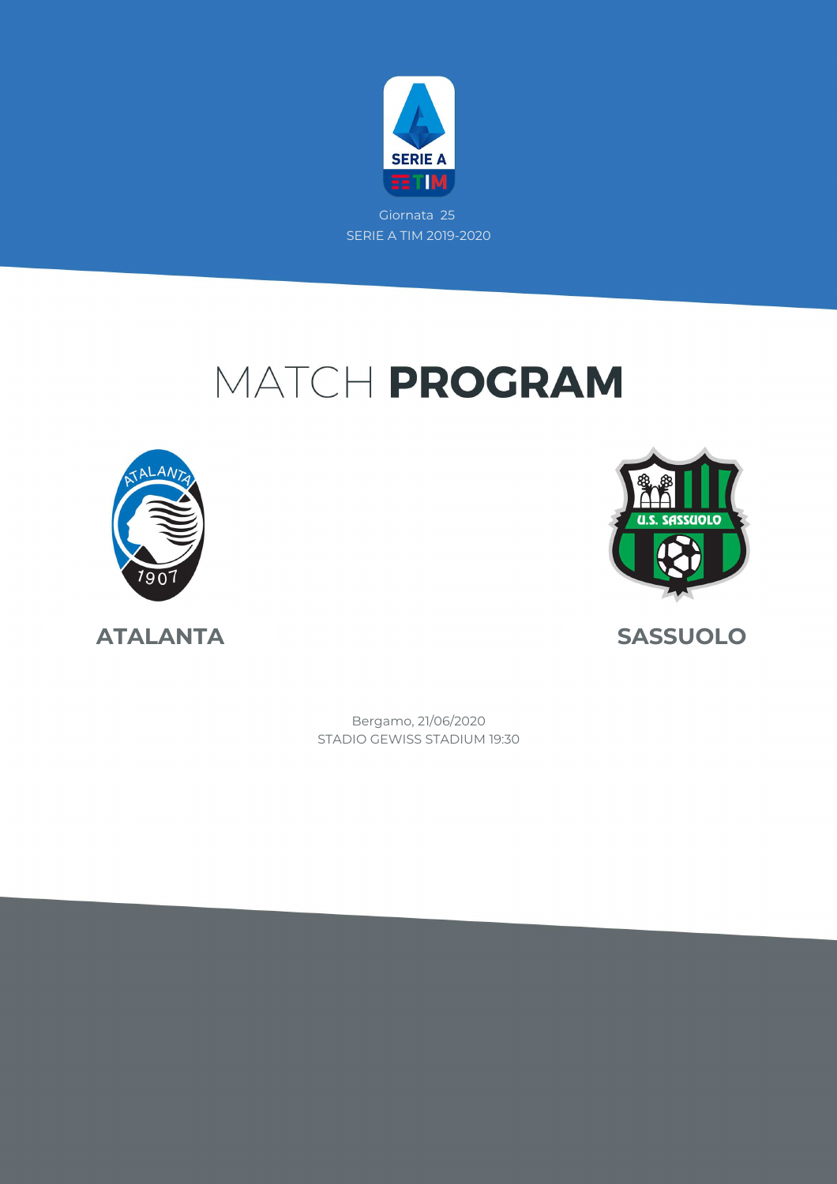Giornata 25

SERIE A TIM 2019-2020

# MATCH **PROGRAM**

**ATALANTA**

**SASSUOLO**

Bergamo, 21/06/2020

STADIO GEWISS STADIUM 19:30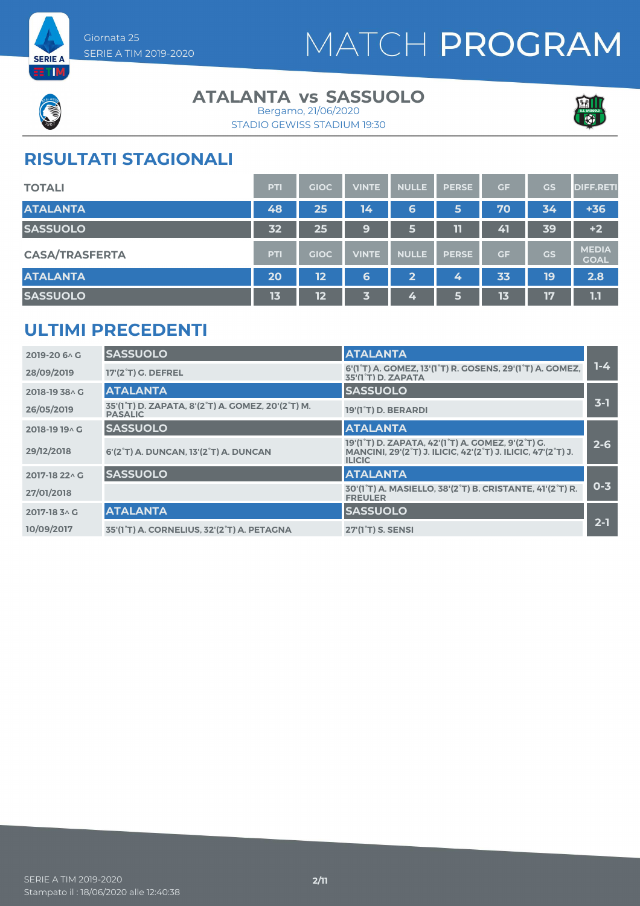Giornata 25
SERIE A TIM 2019-2020

# MATCH PROGRAM

## ATALANTA vs SASSUOLO

Bergamo, 21/06/2020
STADIO GEWISS STADIUM 19:30

## RISULTATI STAGIONALI

| TOTALI | PTI | GIOC | VINTE | NULLE | PERSE | GF | GS | DIFF.RETI |
|---|---|---|---|---|---|---|---|---|
| ATALANTA | 48 | 25 | 14 | 6 | 5 | 70 | 34 | +36 |
| SASSUOLO | 32 | 25 | 9 | 5 | 11 | 41 | 39 | +2 |

| CASA/TRASFERTA | PTI | GIOC | VINTE | NULLE | PERSE | GF | GS | MEDIA GOAL |
|---|---|---|---|---|---|---|---|---|
| ATALANTA | 20 | 12 | 6 | 2 | 4 | 33 | 19 | 2.8 |
| SASSUOLO | 13 | 12 | 3 | 4 | 5 | 13 | 17 | 1.1 |

## ULTIMI PRECEDENTI

| Giornata / Data | Casa | Trasferta | Risultato |
|---|---|---|---|
| 2019-20 6^ G | SASSUOLO | ATALANTA | 1-4 |
| 28/09/2019 | 17'(2°T) G. DEFREL | 6'(1°T) A. GOMEZ, 13'(1°T) R. GOSENS, 29'(1°T) A. GOMEZ, 35'(1°T) D. ZAPATA | |
| 2018-19 38^ G | ATALANTA | SASSUOLO | 3-1 |
| 26/05/2019 | 35'(1°T) D. ZAPATA, 8'(2°T) A. GOMEZ, 20'(2°T) M. PASALIC | 19'(1°T) D. BERARDI | |
| 2018-19 19^ G | SASSUOLO | ATALANTA | 2-6 |
| 29/12/2018 | 6'(2°T) A. DUNCAN, 13'(2°T) A. DUNCAN | 19'(1°T) D. ZAPATA, 42'(1°T) A. GOMEZ, 9'(2°T) G. MANCINI, 29'(2°T) J. ILICIC, 42'(2°T) J. ILICIC, 47'(2°T) J. ILICIC | |
| 2017-18 22^ G | SASSUOLO | ATALANTA | 0-3 |
| 27/01/2018 | | 30'(1°T) A. MASIELLO, 38'(2°T) B. CRISTANTE, 41'(2°T) R. FREULER | |
| 2017-18 3^ G | ATALANTA | SASSUOLO | 2-1 |
| 10/09/2017 | 35'(1°T) A. CORNELIUS, 32'(2°T) A. PETAGNA | 27'(1°T) S. SENSI | |

SERIE A TIM 2019-2020
Stampato il : 18/06/2020 alle 12:40:38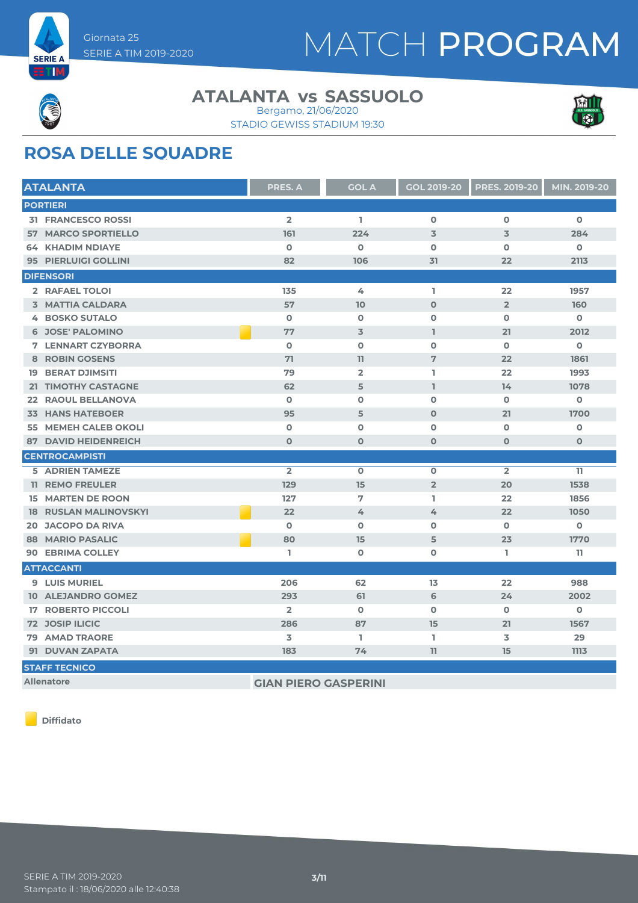Giornata 25

SERIE A TIM 2019-2020

# MATCH PROGRAM

## ATALANTA vs SASSUOLO

Bergamo, 21/06/2020

STADIO GEWISS STADIUM 19:30

## ROSA DELLE SQUADRE

| ATALANTA | PRES. A | GOL A | GOL 2019-20 | PRES. 2019-20 | MIN. 2019-20 |
|---|---|---|---|---|---|
| **PORTIERI** | | | | | |
| 31 FRANCESCO ROSSI | 2 | 1 | 0 | 0 | 0 |
| 57 MARCO SPORTIELLO | 161 | 224 | 3 | 3 | 284 |
| 64 KHADIM NDIAYE | 0 | 0 | 0 | 0 | 0 |
| 95 PIERLUIGI GOLLINI | 82 | 106 | 31 | 22 | 2113 |
| **DIFENSORI** | | | | | |
| 2 RAFAEL TOLOI | 135 | 4 | 1 | 22 | 1957 |
| 3 MATTIA CALDARA | 57 | 10 | 0 | 2 | 160 |
| 4 BOSKO SUTALO | 0 | 0 | 0 | 0 | 0 |
| 6 JOSE' PALOMINO (Diffidato) | 77 | 3 | 1 | 21 | 2012 |
| 7 LENNART CZYBORRA | 0 | 0 | 0 | 0 | 0 |
| 8 ROBIN GOSENS | 71 | 11 | 7 | 22 | 1861 |
| 19 BERAT DJIMSITI | 79 | 2 | 1 | 22 | 1993 |
| 21 TIMOTHY CASTAGNE | 62 | 5 | 1 | 14 | 1078 |
| 22 RAOUL BELLANOVA | 0 | 0 | 0 | 0 | 0 |
| 33 HANS HATEBOER | 95 | 5 | 0 | 21 | 1700 |
| 55 MEMEH CALEB OKOLI | 0 | 0 | 0 | 0 | 0 |
| 87 DAVID HEIDENREICH | 0 | 0 | 0 | 0 | 0 |
| **CENTROCAMPISTI** | | | | | |
| 5 ADRIEN TAMEZE | 2 | 0 | 0 | 2 | 11 |
| 11 REMO FREULER | 129 | 15 | 2 | 20 | 1538 |
| 15 MARTEN DE ROON | 127 | 7 | 1 | 22 | 1856 |
| 18 RUSLAN MALINOVSKYI (Diffidato) | 22 | 4 | 4 | 22 | 1050 |
| 20 JACOPO DA RIVA | 0 | 0 | 0 | 0 | 0 |
| 88 MARIO PASALIC (Diffidato) | 80 | 15 | 5 | 23 | 1770 |
| 90 EBRIMA COLLEY | 1 | 0 | 0 | 1 | 11 |
| **ATTACCANTI** | | | | | |
| 9 LUIS MURIEL | 206 | 62 | 13 | 22 | 988 |
| 10 ALEJANDRO GOMEZ | 293 | 61 | 6 | 24 | 2002 |
| 17 ROBERTO PICCOLI | 2 | 0 | 0 | 0 | 0 |
| 72 JOSIP ILICIC | 286 | 87 | 15 | 21 | 1567 |
| 79 AMAD TRAORE | 3 | 1 | 1 | 3 | 29 |
| 91 DUVAN ZAPATA | 183 | 74 | 11 | 15 | 1113 |

**STAFF TECNICO**

| Allenatore | GIAN PIERO GASPERINI |
|---|---|

Diffidato

SERIE A TIM 2019-2020

Stampato il : 18/06/2020 alle 12:40:38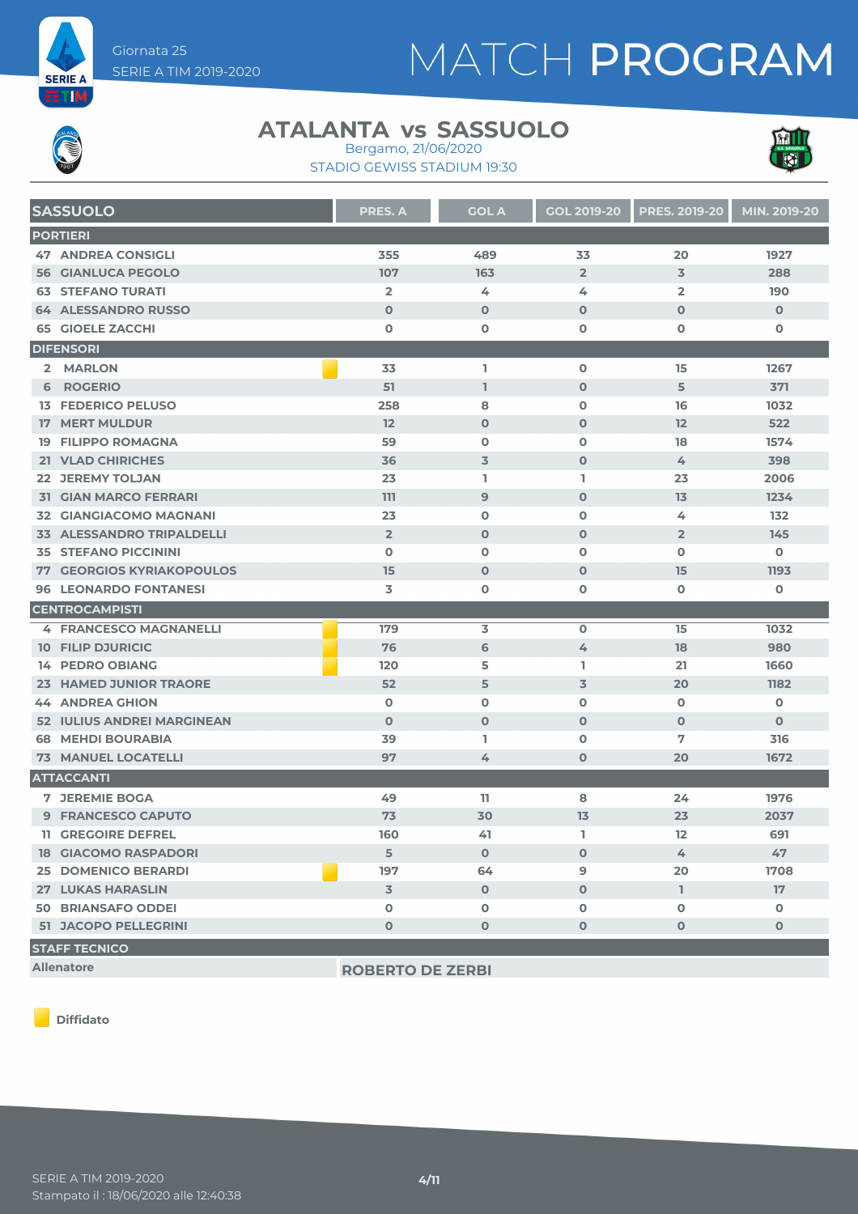Giornata 25
SERIE A TIM 2019-2020

# MATCH PROGRAM

## ATALANTA vs SASSUOLO

Bergamo, 21/06/2020
STADIO GEWISS STADIUM 19:30

| SASSUOLO | | PRES. A | GOL A | GOL 2019-20 | PRES. 2019-20 | MIN. 2019-20 |
|---|---|---|---|---|---|---|
| **PORTIERI** | | | | | | |
| 47 | ANDREA CONSIGLI | 355 | 489 | 33 | 20 | 1927 |
| 56 | GIANLUCA PEGOLO | 107 | 163 | 2 | 3 | 288 |
| 63 | STEFANO TURATI | 2 | 4 | 4 | 2 | 190 |
| 64 | ALESSANDRO RUSSO | 0 | 0 | 0 | 0 | 0 |
| 65 | GIOELE ZACCHI | 0 | 0 | 0 | 0 | 0 |
| **DIFENSORI** | | | | | | |
| 2 | MARLON (Diffidato) | 33 | 1 | 0 | 15 | 1267 |
| 6 | ROGERIO | 51 | 1 | 0 | 5 | 371 |
| 13 | FEDERICO PELUSO | 258 | 8 | 0 | 16 | 1032 |
| 17 | MERT MULDUR | 12 | 0 | 0 | 12 | 522 |
| 19 | FILIPPO ROMAGNA | 59 | 0 | 0 | 18 | 1574 |
| 21 | VLAD CHIRICHES | 36 | 3 | 0 | 4 | 398 |
| 22 | JEREMY TOLJAN | 23 | 1 | 1 | 23 | 2006 |
| 31 | GIAN MARCO FERRARI | 111 | 9 | 0 | 13 | 1234 |
| 32 | GIANGIACOMO MAGNANI | 23 | 0 | 0 | 4 | 132 |
| 33 | ALESSANDRO TRIPALDELLI | 2 | 0 | 0 | 2 | 145 |
| 35 | STEFANO PICCININI | 0 | 0 | 0 | 0 | 0 |
| 77 | GEORGIOS KYRIAKOPOULOS | 15 | 0 | 0 | 15 | 1193 |
| 96 | LEONARDO FONTANESI | 3 | 0 | 0 | 0 | 0 |
| **CENTROCAMPISTI** | | | | | | |
| 4 | FRANCESCO MAGNANELLI (Diffidato) | 179 | 3 | 0 | 15 | 1032 |
| 10 | FILIP DJURICIC (Diffidato) | 76 | 6 | 4 | 18 | 980 |
| 14 | PEDRO OBIANG (Diffidato) | 120 | 5 | 1 | 21 | 1660 |
| 23 | HAMED JUNIOR TRAORE | 52 | 5 | 3 | 20 | 1182 |
| 44 | ANDREA GHION | 0 | 0 | 0 | 0 | 0 |
| 52 | IULIUS ANDREI MARGINEAN | 0 | 0 | 0 | 0 | 0 |
| 68 | MEHDI BOURABIA | 39 | 1 | 0 | 7 | 316 |
| 73 | MANUEL LOCATELLI | 97 | 4 | 0 | 20 | 1672 |
| **ATTACCANTI** | | | | | | |
| 7 | JEREMIE BOGA | 49 | 11 | 8 | 24 | 1976 |
| 9 | FRANCESCO CAPUTO | 73 | 30 | 13 | 23 | 2037 |
| 11 | GREGOIRE DEFREL | 160 | 41 | 1 | 12 | 691 |
| 18 | GIACOMO RASPADORI | 5 | 0 | 0 | 4 | 47 |
| 25 | DOMENICO BERARDI (Diffidato) | 197 | 64 | 9 | 20 | 1708 |
| 27 | LUKAS HARASLIN | 3 | 0 | 0 | 1 | 17 |
| 50 | BRIANSAFO ODDEI | 0 | 0 | 0 | 0 | 0 |
| 51 | JACOPO PELLEGRINI | 0 | 0 | 0 | 0 | 0 |

**STAFF TECNICO**

| Allenatore | ROBERTO DE ZERBI |
|---|---|

Diffidato

SERIE A TIM 2019-2020
Stampato il : 18/06/2020 alle 12:40:38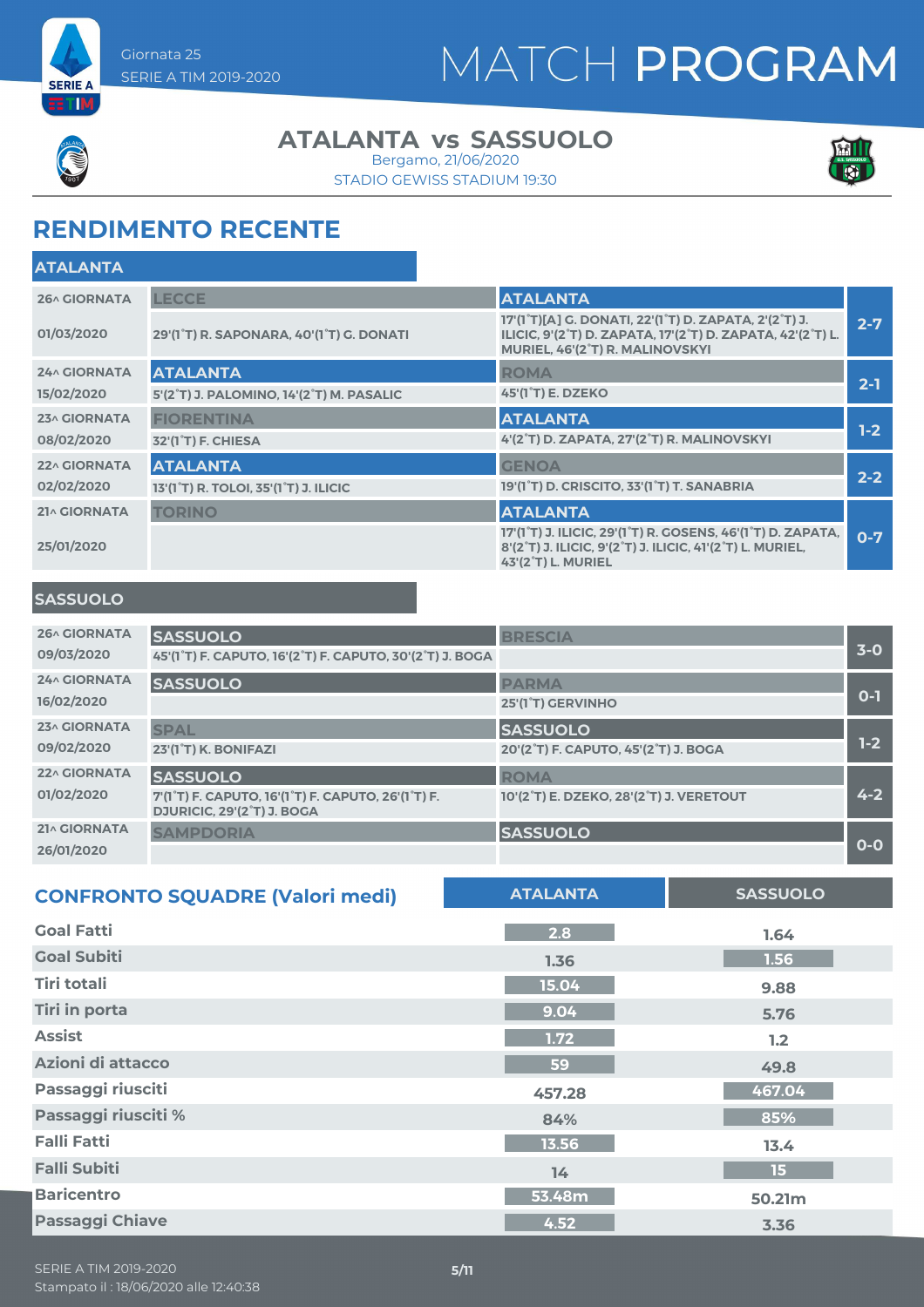Giornata 25
SERIE A TIM 2019-2020

# MATCH PROGRAM

## ATALANTA vs SASSUOLO

Bergamo, 21/06/2020
STADIO GEWISS STADIUM 19:30

## RENDIMENTO RECENTE

### ATALANTA

| Giornata | Casa | Ospite | Risultato |
|---|---|---|---|
| 26^ GIORNATA 01/03/2020 | LECCE<br>29'(1°T) R. SAPONARA, 40'(1°T) G. DONATI | ATALANTA<br>17'(1°T)[A] G. DONATI, 22'(1°T) D. ZAPATA, 2'(2°T) J. ILICIC, 9'(2°T) D. ZAPATA, 17'(2°T) D. ZAPATA, 42'(2°T) L. MURIEL, 46'(2°T) R. MALINOVSKYI | 2-7 |
| 24^ GIORNATA 15/02/2020 | ATALANTA<br>5'(2°T) J. PALOMINO, 14'(2°T) M. PASALIC | ROMA<br>45'(1°T) E. DZEKO | 2-1 |
| 23^ GIORNATA 08/02/2020 | FIORENTINA<br>32'(1°T) F. CHIESA | ATALANTA<br>4'(2°T) D. ZAPATA, 27'(2°T) R. MALINOVSKYI | 1-2 |
| 22^ GIORNATA 02/02/2020 | ATALANTA<br>13'(1°T) R. TOLOI, 35'(1°T) J. ILICIC | GENOA<br>19'(1°T) D. CRISCITO, 33'(1°T) T. SANABRIA | 2-2 |
| 21^ GIORNATA 25/01/2020 | TORINO | ATALANTA<br>17'(1°T) J. ILICIC, 29'(1°T) R. GOSENS, 46'(1°T) D. ZAPATA, 8'(2°T) J. ILICIC, 9'(2°T) J. ILICIC, 41'(2°T) L. MURIEL, 43'(2°T) L. MURIEL | 0-7 |

### SASSUOLO

| Giornata | Casa | Ospite | Risultato |
|---|---|---|---|
| 26^ GIORNATA 09/03/2020 | SASSUOLO<br>45'(1°T) F. CAPUTO, 16'(2°T) F. CAPUTO, 30'(2°T) J. BOGA | BRESCIA | 3-0 |
| 24^ GIORNATA 16/02/2020 | SASSUOLO | PARMA<br>25'(1°T) GERVINHO | 0-1 |
| 23^ GIORNATA 09/02/2020 | SPAL<br>23'(1°T) K. BONIFAZI | SASSUOLO<br>20'(2°T) F. CAPUTO, 45'(2°T) J. BOGA | 1-2 |
| 22^ GIORNATA 01/02/2020 | SASSUOLO<br>7'(1°T) F. CAPUTO, 16'(1°T) F. CAPUTO, 26'(1°T) F. DJURICIC, 29'(2°T) J. BOGA | ROMA<br>10'(2°T) E. DZEKO, 28'(2°T) J. VERETOUT | 4-2 |
| 21^ GIORNATA 26/01/2020 | SAMPDORIA | SASSUOLO | 0-0 |

## CONFRONTO SQUADRE (Valori medi)

| | ATALANTA | SASSUOLO |
|---|---|---|
| Goal Fatti | 2.8 | 1.64 |
| Goal Subiti | 1.36 | 1.56 |
| Tiri totali | 15.04 | 9.88 |
| Tiri in porta | 9.04 | 5.76 |
| Assist | 1.72 | 1.2 |
| Azioni di attacco | 59 | 49.8 |
| Passaggi riusciti | 457.28 | 467.04 |
| Passaggi riusciti % | 84% | 85% |
| Falli Fatti | 13.56 | 13.4 |
| Falli Subiti | 14 | 15 |
| Baricentro | 53.48m | 50.21m |
| Passaggi Chiave | 4.52 | 3.36 |

SERIE A TIM 2019-2020
Stampato il : 18/06/2020 alle 12:40:38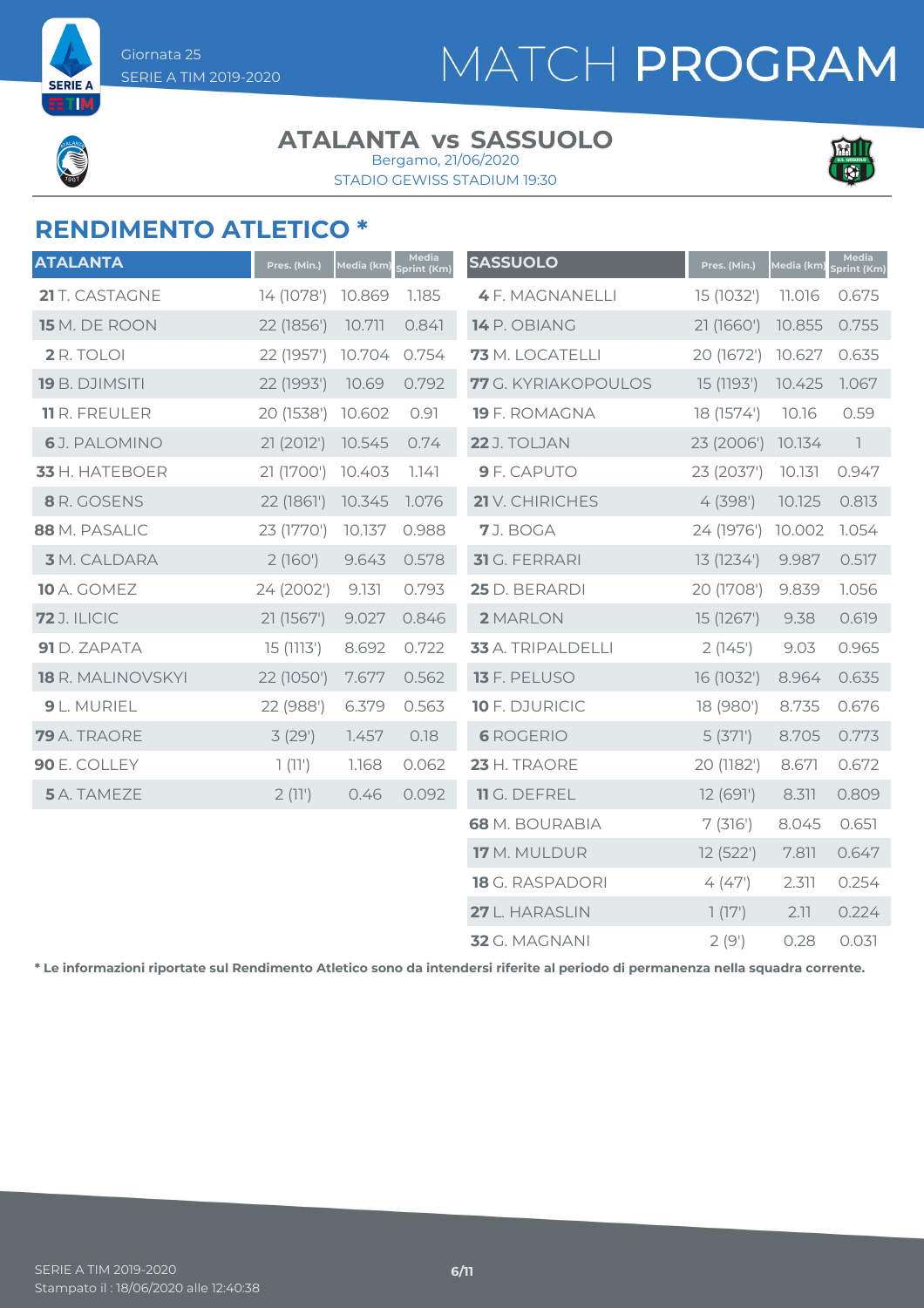Giornata 25
SERIE A TIM 2019-2020

# MATCH PROGRAM

## ATALANTA vs SASSUOLO

Bergamo, 21/06/2020
STADIO GEWISS STADIUM 19:30

## RENDIMENTO ATLETICO *

| ATALANTA | Pres. (Min.) | Media (km) | Media Sprint (Km) |
|---|---|---|---|
| **21** T. CASTAGNE | 14 (1078') | 10.869 | 1.185 |
| **15** M. DE ROON | 22 (1856') | 10.711 | 0.841 |
| **2** R. TOLOI | 22 (1957') | 10.704 | 0.754 |
| **19** B. DJIMSITI | 22 (1993') | 10.69 | 0.792 |
| **11** R. FREULER | 20 (1538') | 10.602 | 0.91 |
| **6** J. PALOMINO | 21 (2012') | 10.545 | 0.74 |
| **33** H. HATEBOER | 21 (1700') | 10.403 | 1.141 |
| **8** R. GOSENS | 22 (1861') | 10.345 | 1.076 |
| **88** M. PASALIC | 23 (1770') | 10.137 | 0.988 |
| **3** M. CALDARA | 2 (160') | 9.643 | 0.578 |
| **10** A. GOMEZ | 24 (2002') | 9.131 | 0.793 |
| **72** J. ILICIC | 21 (1567') | 9.027 | 0.846 |
| **91** D. ZAPATA | 15 (1113') | 8.692 | 0.722 |
| **18** R. MALINOVSKYI | 22 (1050') | 7.677 | 0.562 |
| **9** L. MURIEL | 22 (988') | 6.379 | 0.563 |
| **79** A. TRAORE | 3 (29') | 1.457 | 0.18 |
| **90** E. COLLEY | 1 (11') | 1.168 | 0.062 |
| **5** A. TAMEZE | 2 (11') | 0.46 | 0.092 |

| SASSUOLO | Pres. (Min.) | Media (km) | Media Sprint (Km) |
|---|---|---|---|
| **4** F. MAGNANELLI | 15 (1032') | 11.016 | 0.675 |
| **14** P. OBIANG | 21 (1660') | 10.855 | 0.755 |
| **73** M. LOCATELLI | 20 (1672') | 10.627 | 0.635 |
| **77** G. KYRIAKOPOULOS | 15 (1193') | 10.425 | 1.067 |
| **19** F. ROMAGNA | 18 (1574') | 10.16 | 0.59 |
| **22** J. TOLJAN | 23 (2006') | 10.134 | 1 |
| **9** F. CAPUTO | 23 (2037') | 10.131 | 0.947 |
| **21** V. CHIRICHES | 4 (398') | 10.125 | 0.813 |
| **7** J. BOGA | 24 (1976') | 10.002 | 1.054 |
| **31** G. FERRARI | 13 (1234') | 9.987 | 0.517 |
| **25** D. BERARDI | 20 (1708') | 9.839 | 1.056 |
| **2** MARLON | 15 (1267') | 9.38 | 0.619 |
| **33** A. TRIPALDELLI | 2 (145') | 9.03 | 0.965 |
| **13** F. PELUSO | 16 (1032') | 8.964 | 0.635 |
| **10** F. DJURICIC | 18 (980') | 8.735 | 0.676 |
| **6** ROGERIO | 5 (371') | 8.705 | 0.773 |
| **23** H. TRAORE | 20 (1182') | 8.671 | 0.672 |
| **11** G. DEFREL | 12 (691') | 8.311 | 0.809 |
| **68** M. BOURABIA | 7 (316') | 8.045 | 0.651 |
| **17** M. MULDUR | 12 (522') | 7.811 | 0.647 |
| **18** G. RASPADORI | 4 (47') | 2.311 | 0.254 |
| **27** L. HARASLIN | 1 (17') | 2.11 | 0.224 |
| **32** G. MAGNANI | 2 (9') | 0.28 | 0.031 |

**\* Le informazioni riportate sul Rendimento Atletico sono da intendersi riferite al periodo di permanenza nella squadra corrente.**

SERIE A TIM 2019-2020
Stampato il : 18/06/2020 alle 12:40:38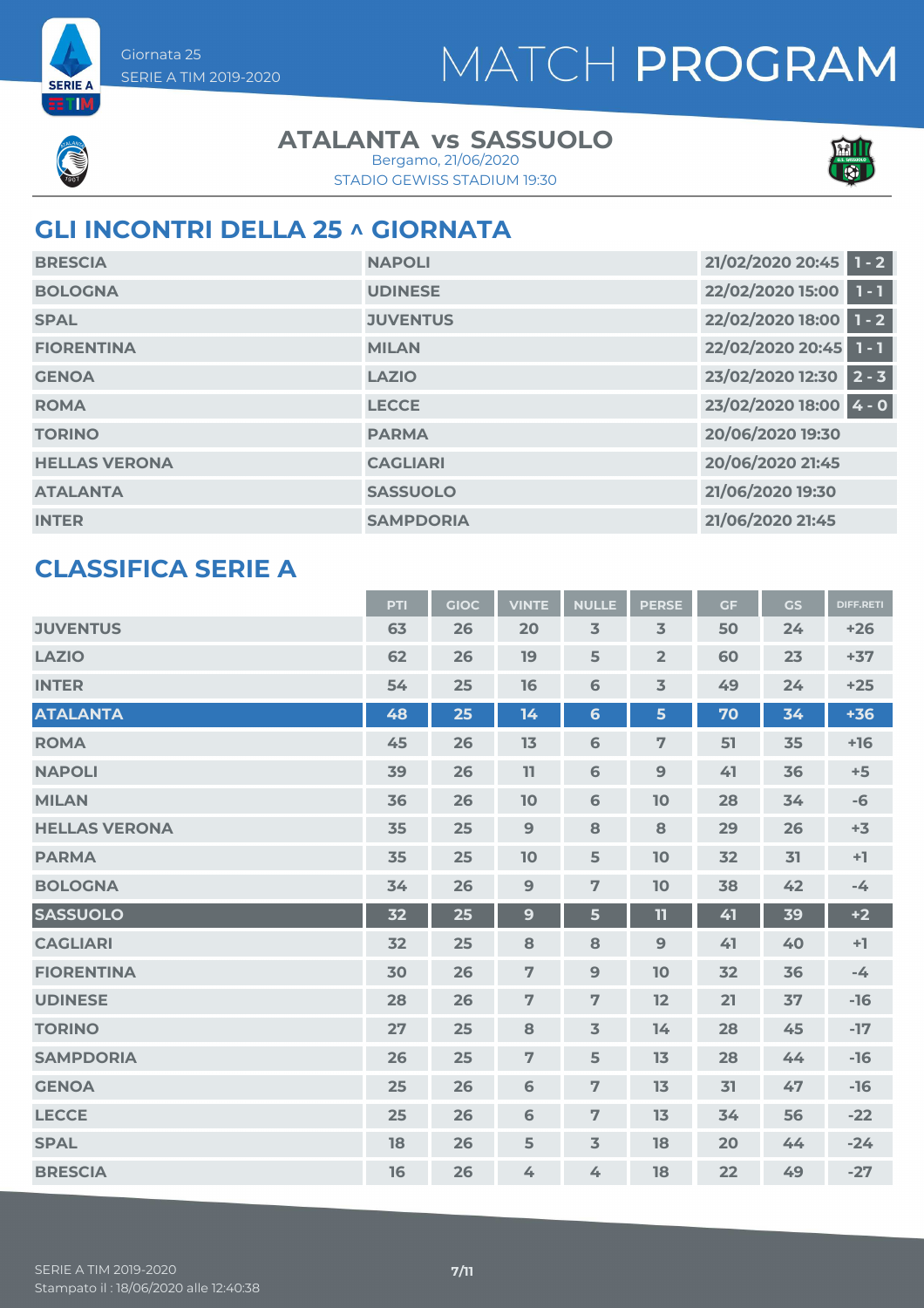Giornata 25
SERIE A TIM 2019-2020

# MATCH PROGRAM

## ATALANTA vs SASSUOLO

Bergamo, 21/06/2020
STADIO GEWISS STADIUM 19:30

## GLI INCONTRI DELLA 25 ^ GIORNATA

| | | | |
|---|---|---|---|
| BRESCIA | NAPOLI | 21/02/2020 20:45 | 1 - 2 |
| BOLOGNA | UDINESE | 22/02/2020 15:00 | 1 - 1 |
| SPAL | JUVENTUS | 22/02/2020 18:00 | 1 - 2 |
| FIORENTINA | MILAN | 22/02/2020 20:45 | 1 - 1 |
| GENOA | LAZIO | 23/02/2020 12:30 | 2 - 3 |
| ROMA | LECCE | 23/02/2020 18:00 | 4 - 0 |
| TORINO | PARMA | 20/06/2020 19:30 | |
| HELLAS VERONA | CAGLIARI | 20/06/2020 21:45 | |
| ATALANTA | SASSUOLO | 21/06/2020 19:30 | |
| INTER | SAMPDORIA | 21/06/2020 21:45 | |

## CLASSIFICA SERIE A

| | PTI | GIOC | VINTE | NULLE | PERSE | GF | GS | DIFF.RETI |
|---|---|---|---|---|---|---|---|---|
| JUVENTUS | 63 | 26 | 20 | 3 | 3 | 50 | 24 | +26 |
| LAZIO | 62 | 26 | 19 | 5 | 2 | 60 | 23 | +37 |
| INTER | 54 | 25 | 16 | 6 | 3 | 49 | 24 | +25 |
| ATALANTA | 48 | 25 | 14 | 6 | 5 | 70 | 34 | +36 |
| ROMA | 45 | 26 | 13 | 6 | 7 | 51 | 35 | +16 |
| NAPOLI | 39 | 26 | 11 | 6 | 9 | 41 | 36 | +5 |
| MILAN | 36 | 26 | 10 | 6 | 10 | 28 | 34 | -6 |
| HELLAS VERONA | 35 | 25 | 9 | 8 | 8 | 29 | 26 | +3 |
| PARMA | 35 | 25 | 10 | 5 | 10 | 32 | 31 | +1 |
| BOLOGNA | 34 | 26 | 9 | 7 | 10 | 38 | 42 | -4 |
| SASSUOLO | 32 | 25 | 9 | 5 | 11 | 41 | 39 | +2 |
| CAGLIARI | 32 | 25 | 8 | 8 | 9 | 41 | 40 | +1 |
| FIORENTINA | 30 | 26 | 7 | 9 | 10 | 32 | 36 | -4 |
| UDINESE | 28 | 26 | 7 | 7 | 12 | 21 | 37 | -16 |
| TORINO | 27 | 25 | 8 | 3 | 14 | 28 | 45 | -17 |
| SAMPDORIA | 26 | 25 | 7 | 5 | 13 | 28 | 44 | -16 |
| GENOA | 25 | 26 | 6 | 7 | 13 | 31 | 47 | -16 |
| LECCE | 25 | 26 | 6 | 7 | 13 | 34 | 56 | -22 |
| SPAL | 18 | 26 | 5 | 3 | 18 | 20 | 44 | -24 |
| BRESCIA | 16 | 26 | 4 | 4 | 18 | 22 | 49 | -27 |

SERIE A TIM 2019-2020
Stampato il : 18/06/2020 alle 12:40:38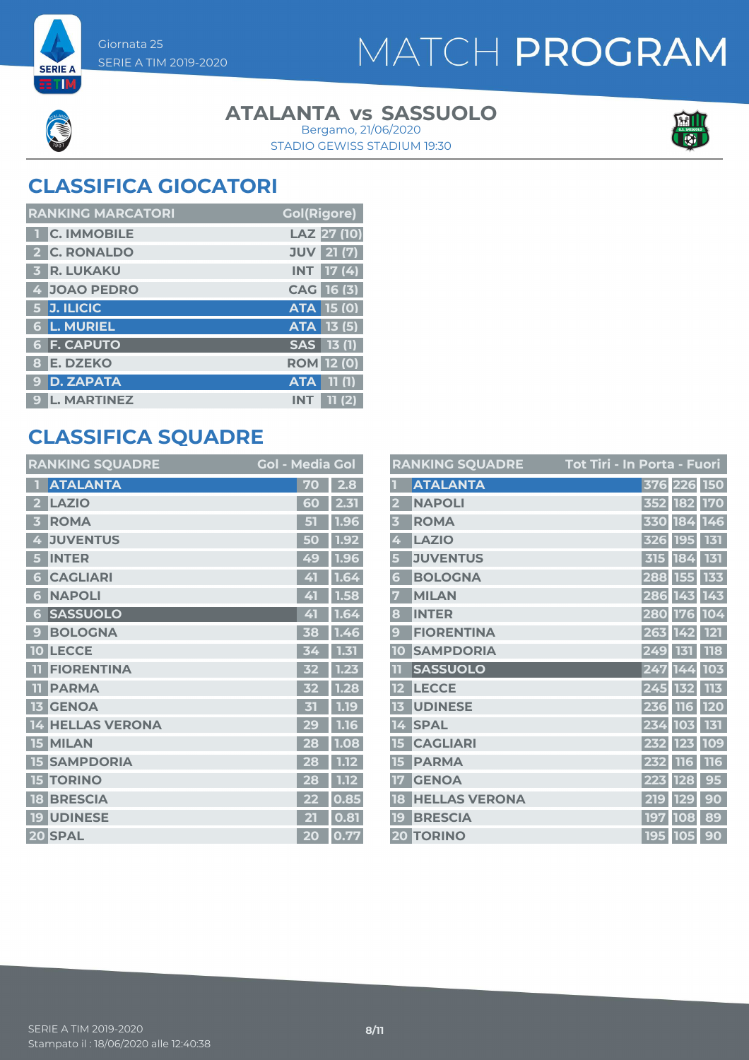Giornata 25

SERIE A TIM 2019-2020

# MATCH PROGRAM

## ATALANTA vs SASSUOLO

Bergamo, 21/06/2020

STADIO GEWISS STADIUM 19:30

## CLASSIFICA GIOCATORI

| RANKING MARCATORI | | | Gol(Rigore) |
|---|---|---|---|
| 1 | C. IMMOBILE | LAZ | 27 (10) |
| 2 | C. RONALDO | JUV | 21 (7) |
| 3 | R. LUKAKU | INT | 17 (4) |
| 4 | JOAO PEDRO | CAG | 16 (3) |
| 5 | J. ILICIC | ATA | 15 (0) |
| 6 | L. MURIEL | ATA | 13 (5) |
| 6 | F. CAPUTO | SAS | 13 (1) |
| 8 | E. DZEKO | ROM | 12 (0) |
| 9 | D. ZAPATA | ATA | 11 (1) |
| 9 | L. MARTINEZ | INT | 11 (2) |

## CLASSIFICA SQUADRE

| RANKING SQUADRE | | Gol | Media Gol |
|---|---|---|---|
| 1 | ATALANTA | 70 | 2.8 |
| 2 | LAZIO | 60 | 2.31 |
| 3 | ROMA | 51 | 1.96 |
| 4 | JUVENTUS | 50 | 1.92 |
| 5 | INTER | 49 | 1.96 |
| 6 | CAGLIARI | 41 | 1.64 |
| 6 | NAPOLI | 41 | 1.58 |
| 6 | SASSUOLO | 41 | 1.64 |
| 9 | BOLOGNA | 38 | 1.46 |
| 10 | LECCE | 34 | 1.31 |
| 11 | FIORENTINA | 32 | 1.23 |
| 11 | PARMA | 32 | 1.28 |
| 13 | GENOA | 31 | 1.19 |
| 14 | HELLAS VERONA | 29 | 1.16 |
| 15 | MILAN | 28 | 1.08 |
| 15 | SAMPDORIA | 28 | 1.12 |
| 15 | TORINO | 28 | 1.12 |
| 18 | BRESCIA | 22 | 0.85 |
| 19 | UDINESE | 21 | 0.81 |
| 20 | SPAL | 20 | 0.77 |

| RANKING SQUADRE | | Tot Tiri | In Porta | Fuori |
|---|---|---|---|---|
| 1 | ATALANTA | 376 | 226 | 150 |
| 2 | NAPOLI | 352 | 182 | 170 |
| 3 | ROMA | 330 | 184 | 146 |
| 4 | LAZIO | 326 | 195 | 131 |
| 5 | JUVENTUS | 315 | 184 | 131 |
| 6 | BOLOGNA | 288 | 155 | 133 |
| 7 | MILAN | 286 | 143 | 143 |
| 8 | INTER | 280 | 176 | 104 |
| 9 | FIORENTINA | 263 | 142 | 121 |
| 10 | SAMPDORIA | 249 | 131 | 118 |
| 11 | SASSUOLO | 247 | 144 | 103 |
| 12 | LECCE | 245 | 132 | 113 |
| 13 | UDINESE | 236 | 116 | 120 |
| 14 | SPAL | 234 | 103 | 131 |
| 15 | CAGLIARI | 232 | 123 | 109 |
| 15 | PARMA | 232 | 116 | 116 |
| 17 | GENOA | 223 | 128 | 95 |
| 18 | HELLAS VERONA | 219 | 129 | 90 |
| 19 | BRESCIA | 197 | 108 | 89 |
| 20 | TORINO | 195 | 105 | 90 |

Stampato il : 18/06/2020 alle 12:40:38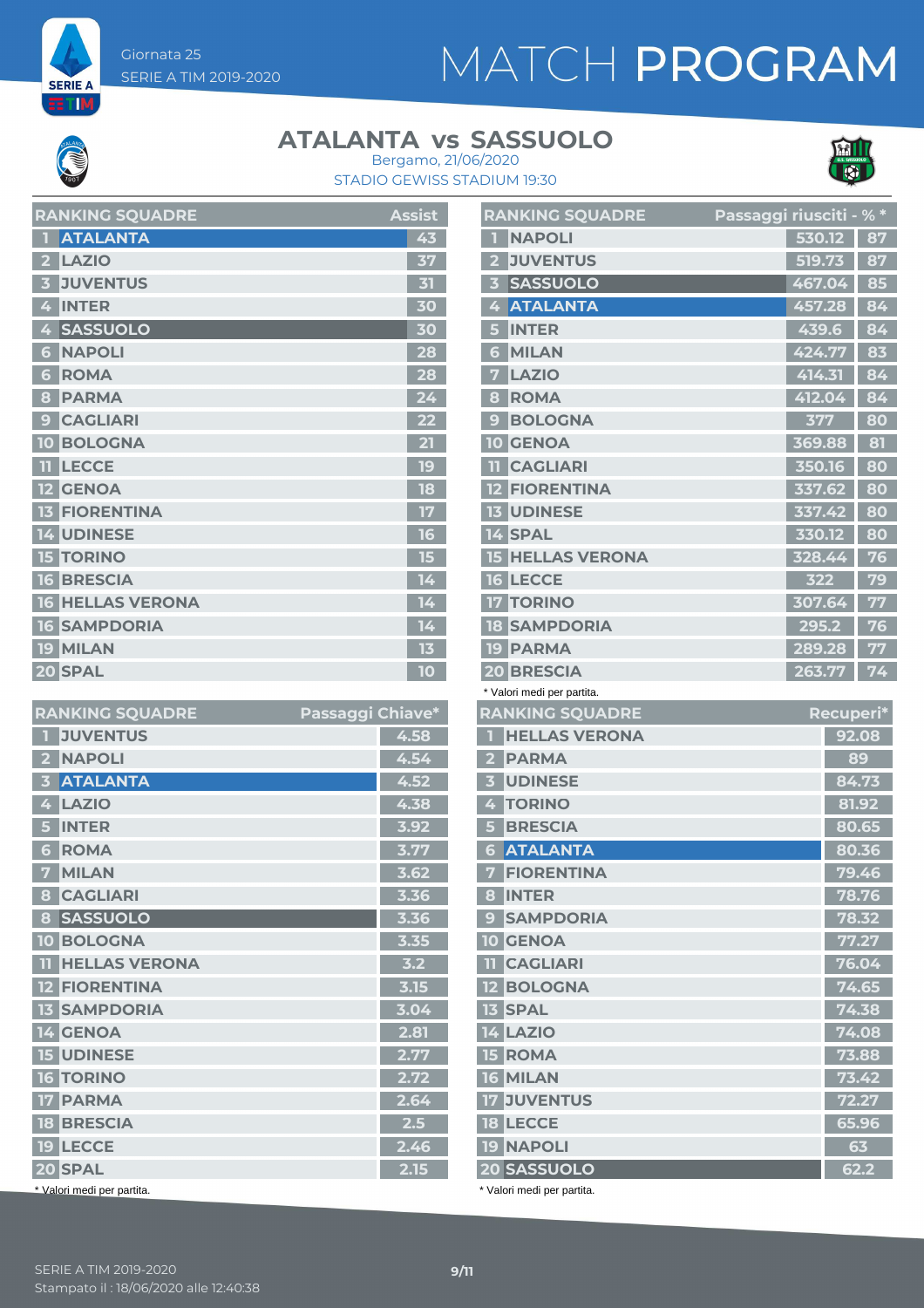Giornata 25
SERIE A TIM 2019-2020

# MATCH PROGRAM

## ATALANTA vs SASSUOLO

Bergamo, 21/06/2020
STADIO GEWISS STADIUM 19:30

| RANKING SQUADRE | | Assist |
|---|---|---|
| 1 | ATALANTA | 43 |
| 2 | LAZIO | 37 |
| 3 | JUVENTUS | 31 |
| 4 | INTER | 30 |
| 4 | SASSUOLO | 30 |
| 6 | NAPOLI | 28 |
| 6 | ROMA | 28 |
| 8 | PARMA | 24 |
| 9 | CAGLIARI | 22 |
| 10 | BOLOGNA | 21 |
| 11 | LECCE | 19 |
| 12 | GENOA | 18 |
| 13 | FIORENTINA | 17 |
| 14 | UDINESE | 16 |
| 15 | TORINO | 15 |
| 16 | BRESCIA | 14 |
| 16 | HELLAS VERONA | 14 |
| 16 | SAMPDORIA | 14 |
| 19 | MILAN | 13 |
| 20 | SPAL | 10 |

| RANKING SQUADRE | | Passaggi riusciti | % * |
|---|---|---|---|
| 1 | NAPOLI | 530.12 | 87 |
| 2 | JUVENTUS | 519.73 | 87 |
| 3 | SASSUOLO | 467.04 | 85 |
| 4 | ATALANTA | 457.28 | 84 |
| 5 | INTER | 439.6 | 84 |
| 6 | MILAN | 424.77 | 83 |
| 7 | LAZIO | 414.31 | 84 |
| 8 | ROMA | 412.04 | 84 |
| 9 | BOLOGNA | 377 | 80 |
| 10 | GENOA | 369.88 | 81 |
| 11 | CAGLIARI | 350.16 | 80 |
| 12 | FIORENTINA | 337.62 | 80 |
| 13 | UDINESE | 337.42 | 80 |
| 14 | SPAL | 330.12 | 80 |
| 15 | HELLAS VERONA | 328.44 | 76 |
| 16 | LECCE | 322 | 79 |
| 17 | TORINO | 307.64 | 77 |
| 18 | SAMPDORIA | 295.2 | 76 |
| 19 | PARMA | 289.28 | 77 |
| 20 | BRESCIA | 263.77 | 74 |

* Valori medi per partita.

| RANKING SQUADRE | | Passaggi Chiave* |
|---|---|---|
| 1 | JUVENTUS | 4.58 |
| 2 | NAPOLI | 4.54 |
| 3 | ATALANTA | 4.52 |
| 4 | LAZIO | 4.38 |
| 5 | INTER | 3.92 |
| 6 | ROMA | 3.77 |
| 7 | MILAN | 3.62 |
| 8 | CAGLIARI | 3.36 |
| 8 | SASSUOLO | 3.36 |
| 10 | BOLOGNA | 3.35 |
| 11 | HELLAS VERONA | 3.2 |
| 12 | FIORENTINA | 3.15 |
| 13 | SAMPDORIA | 3.04 |
| 14 | GENOA | 2.81 |
| 15 | UDINESE | 2.77 |
| 16 | TORINO | 2.72 |
| 17 | PARMA | 2.64 |
| 18 | BRESCIA | 2.5 |
| 19 | LECCE | 2.46 |
| 20 | SPAL | 2.15 |

* Valori medi per partita.

| RANKING SQUADRE | | Recuperi* |
|---|---|---|
| 1 | HELLAS VERONA | 92.08 |
| 2 | PARMA | 89 |
| 3 | UDINESE | 84.73 |
| 4 | TORINO | 81.92 |
| 5 | BRESCIA | 80.65 |
| 6 | ATALANTA | 80.36 |
| 7 | FIORENTINA | 79.46 |
| 8 | INTER | 78.76 |
| 9 | SAMPDORIA | 78.32 |
| 10 | GENOA | 77.27 |
| 11 | CAGLIARI | 76.04 |
| 12 | BOLOGNA | 74.65 |
| 13 | SPAL | 74.38 |
| 14 | LAZIO | 74.08 |
| 15 | ROMA | 73.88 |
| 16 | MILAN | 73.42 |
| 17 | JUVENTUS | 72.27 |
| 18 | LECCE | 65.96 |
| 19 | NAPOLI | 63 |
| 20 | SASSUOLO | 62.2 |

* Valori medi per partita.

SERIE A TIM 2019-2020
Stampato il : 18/06/2020 alle 12:40:38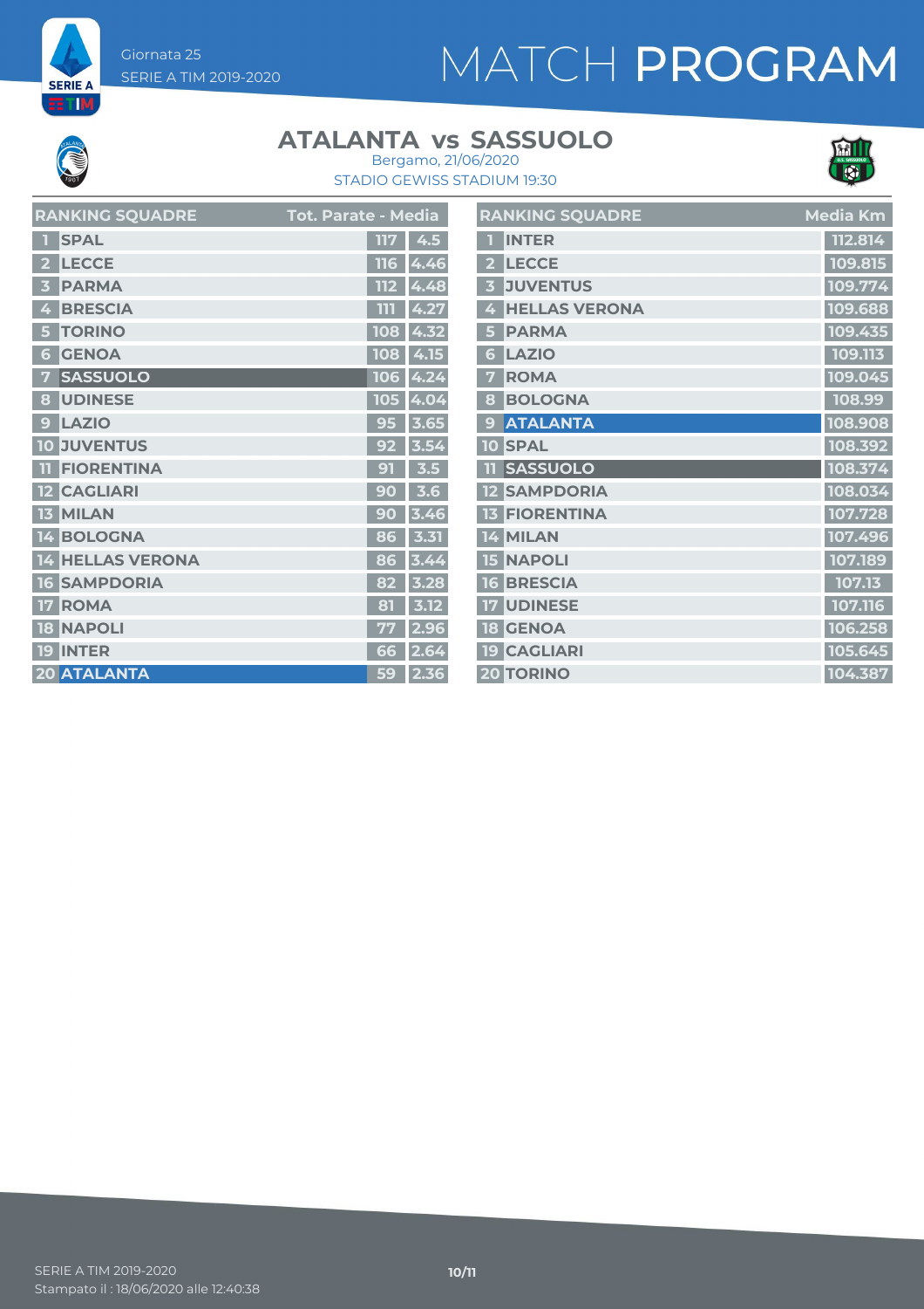Giornata 25
SERIE A TIM 2019-2020

# MATCH PROGRAM

## ATALANTA vs SASSUOLO

Bergamo, 21/06/2020
STADIO GEWISS STADIUM 19:30

| | RANKING SQUADRE | Tot. Parate | Media |
|---|---|---|---|
| 1 | SPAL | 117 | 4.5 |
| 2 | LECCE | 116 | 4.46 |
| 3 | PARMA | 112 | 4.48 |
| 4 | BRESCIA | 111 | 4.27 |
| 5 | TORINO | 108 | 4.32 |
| 6 | GENOA | 108 | 4.15 |
| 7 | SASSUOLO | 106 | 4.24 |
| 8 | UDINESE | 105 | 4.04 |
| 9 | LAZIO | 95 | 3.65 |
| 10 | JUVENTUS | 92 | 3.54 |
| 11 | FIORENTINA | 91 | 3.5 |
| 12 | CAGLIARI | 90 | 3.6 |
| 13 | MILAN | 90 | 3.46 |
| 14 | BOLOGNA | 86 | 3.31 |
| 14 | HELLAS VERONA | 86 | 3.44 |
| 16 | SAMPDORIA | 82 | 3.28 |
| 17 | ROMA | 81 | 3.12 |
| 18 | NAPOLI | 77 | 2.96 |
| 19 | INTER | 66 | 2.64 |
| 20 | ATALANTA | 59 | 2.36 |

| | RANKING SQUADRE | Media Km |
|---|---|---|
| 1 | INTER | 112.814 |
| 2 | LECCE | 109.815 |
| 3 | JUVENTUS | 109.774 |
| 4 | HELLAS VERONA | 109.688 |
| 5 | PARMA | 109.435 |
| 6 | LAZIO | 109.113 |
| 7 | ROMA | 109.045 |
| 8 | BOLOGNA | 108.99 |
| 9 | ATALANTA | 108.908 |
| 10 | SPAL | 108.392 |
| 11 | SASSUOLO | 108.374 |
| 12 | SAMPDORIA | 108.034 |
| 13 | FIORENTINA | 107.728 |
| 14 | MILAN | 107.496 |
| 15 | NAPOLI | 107.189 |
| 16 | BRESCIA | 107.13 |
| 17 | UDINESE | 107.116 |
| 18 | GENOA | 106.258 |
| 19 | CAGLIARI | 105.645 |
| 20 | TORINO | 104.387 |

SERIE A TIM 2019-2020
Stampato il : 18/06/2020 alle 12:40:38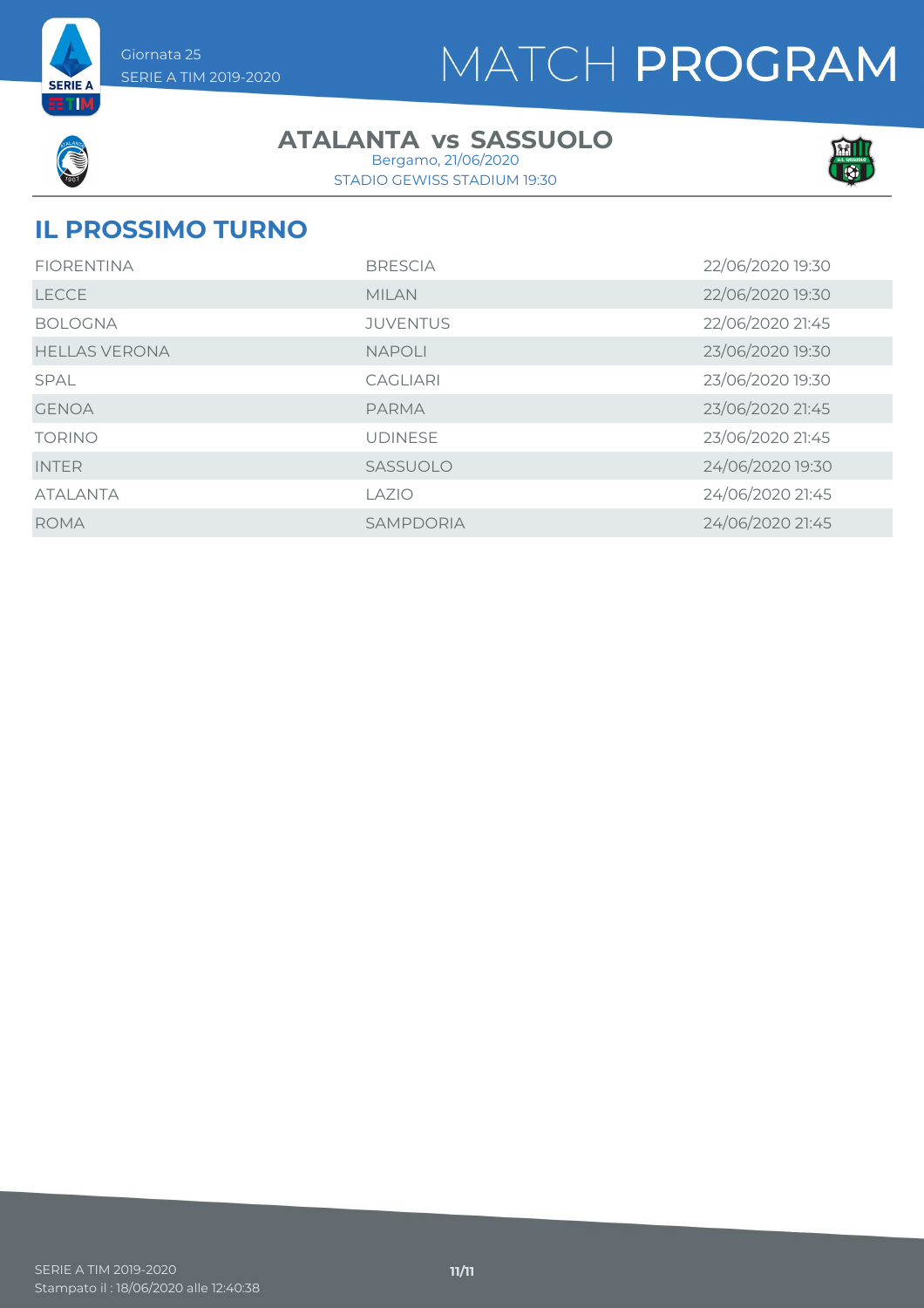# MATCH PROGRAM

Giornata 25
SERIE A TIM 2019-2020

## ATALANTA vs SASSUOLO

Bergamo, 21/06/2020
STADIO GEWISS STADIUM 19:30

## IL PROSSIMO TURNO

| | | |
|---|---|---|
| FIORENTINA | BRESCIA | 22/06/2020 19:30 |
| LECCE | MILAN | 22/06/2020 19:30 |
| BOLOGNA | JUVENTUS | 22/06/2020 21:45 |
| HELLAS VERONA | NAPOLI | 23/06/2020 19:30 |
| SPAL | CAGLIARI | 23/06/2020 19:30 |
| GENOA | PARMA | 23/06/2020 21:45 |
| TORINO | UDINESE | 23/06/2020 21:45 |
| INTER | SASSUOLO | 24/06/2020 19:30 |
| ATALANTA | LAZIO | 24/06/2020 21:45 |
| ROMA | SAMPDORIA | 24/06/2020 21:45 |

Stampato il : 18/06/2020 alle 12:40:38